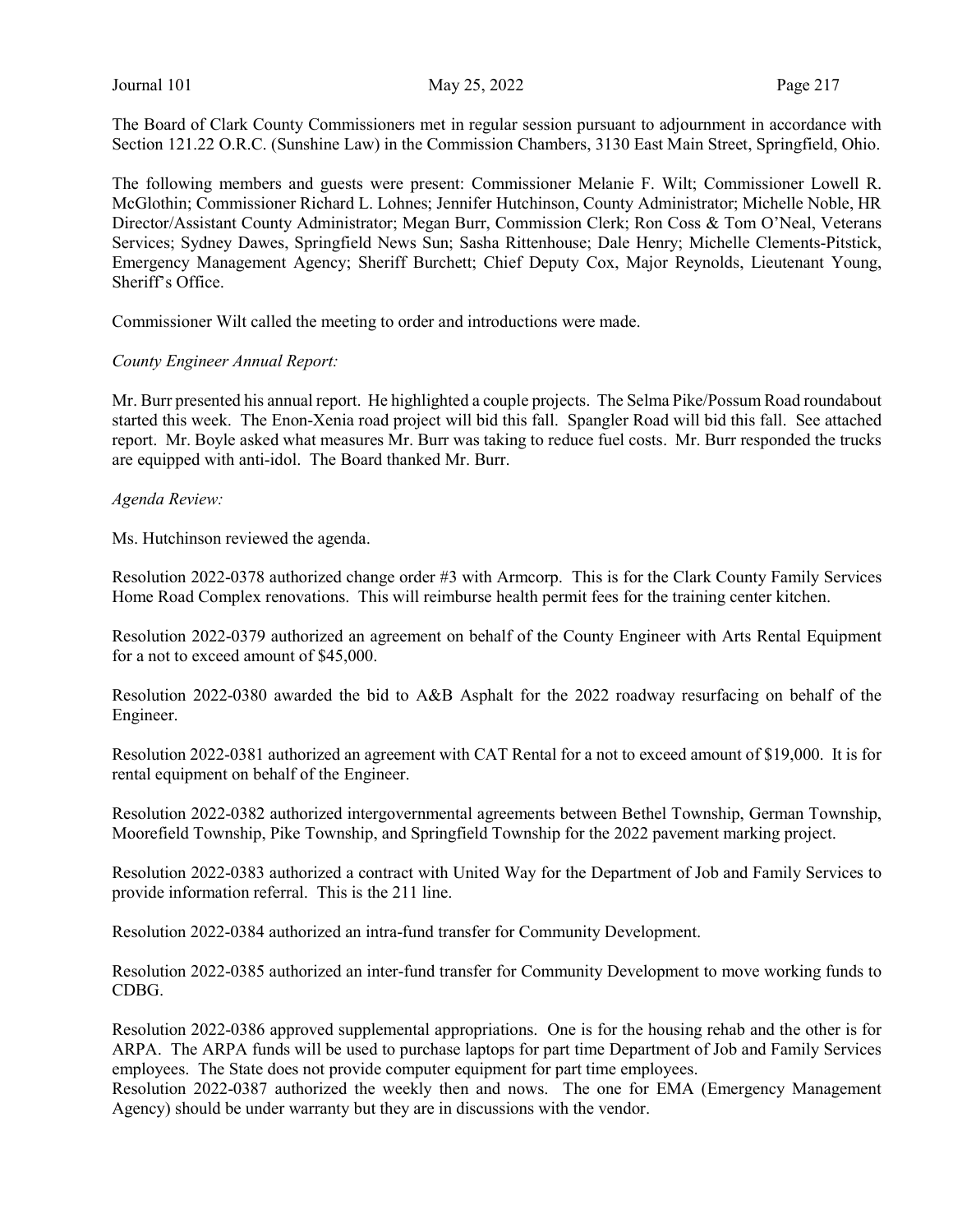The Board of Clark County Commissioners met in regular session pursuant to adjournment in accordance with Section 121.22 O.R.C. (Sunshine Law) in the Commission Chambers, 3130 East Main Street, Springfield, Ohio.

The following members and guests were present: Commissioner Melanie F. Wilt; Commissioner Lowell R. McGlothin; Commissioner Richard L. Lohnes; Jennifer Hutchinson, County Administrator; Michelle Noble, HR Director/Assistant County Administrator; Megan Burr, Commission Clerk; Ron Coss & Tom O'Neal, Veterans Services; Sydney Dawes, Springfield News Sun; Sasha Rittenhouse; Dale Henry; Michelle Clements-Pitstick, Emergency Management Agency; Sheriff Burchett; Chief Deputy Cox, Major Reynolds, Lieutenant Young, Sheriff's Office.

Commissioner Wilt called the meeting to order and introductions were made.

*County Engineer Annual Report:*

Mr. Burr presented his annual report. He highlighted a couple projects. The Selma Pike/Possum Road roundabout started this week. The Enon-Xenia road project will bid this fall. Spangler Road will bid this fall. See attached report. Mr. Boyle asked what measures Mr. Burr was taking to reduce fuel costs. Mr. Burr responded the trucks are equipped with anti-idol. The Board thanked Mr. Burr.

*Agenda Review:*

Ms. Hutchinson reviewed the agenda.

Resolution 2022-0378 authorized change order #3 with Armcorp. This is for the Clark County Family Services Home Road Complex renovations. This will reimburse health permit fees for the training center kitchen.

Resolution 2022-0379 authorized an agreement on behalf of the County Engineer with Arts Rental Equipment for a not to exceed amount of $45,000.

Resolution 2022-0380 awarded the bid to A&B Asphalt for the 2022 roadway resurfacing on behalf of the Engineer.

Resolution 2022-0381 authorized an agreement with CAT Rental for a not to exceed amount of $19,000. It is for rental equipment on behalf of the Engineer.

Resolution 2022-0382 authorized intergovernmental agreements between Bethel Township, German Township, Moorefield Township, Pike Township, and Springfield Township for the 2022 pavement marking project.

Resolution 2022-0383 authorized a contract with United Way for the Department of Job and Family Services to provide information referral. This is the 211 line.

Resolution 2022-0384 authorized an intra-fund transfer for Community Development.

Resolution 2022-0385 authorized an inter-fund transfer for Community Development to move working funds to CDBG.

Resolution 2022-0386 approved supplemental appropriations. One is for the housing rehab and the other is for ARPA. The ARPA funds will be used to purchase laptops for part time Department of Job and Family Services employees. The State does not provide computer equipment for part time employees.

Resolution 2022-0387 authorized the weekly then and nows. The one for EMA (Emergency Management Agency) should be under warranty but they are in discussions with the vendor.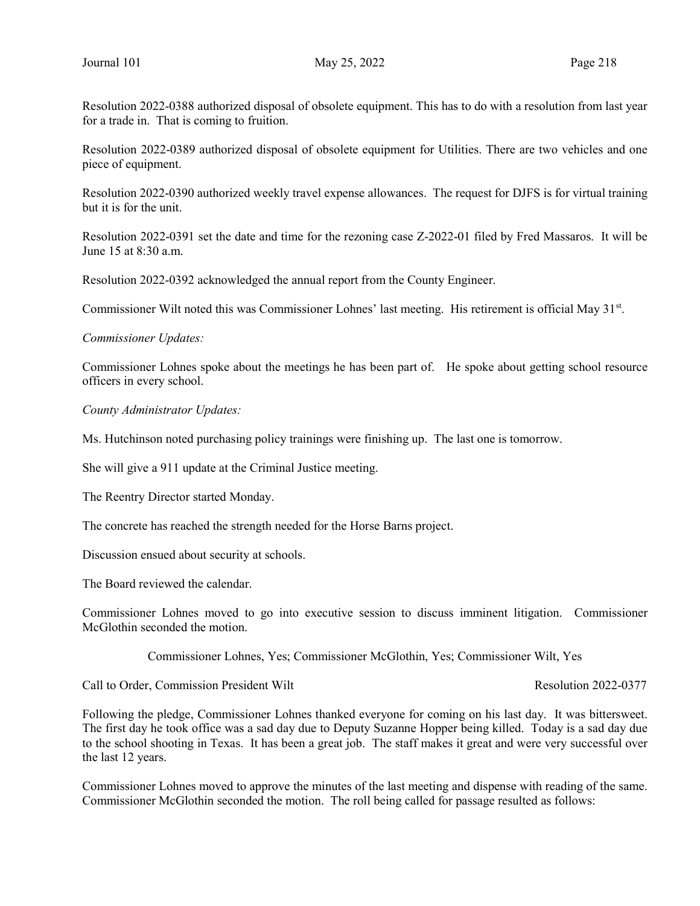Resolution 2022-0388 authorized disposal of obsolete equipment. This has to do with a resolution from last year for a trade in. That is coming to fruition.

Resolution 2022-0389 authorized disposal of obsolete equipment for Utilities. There are two vehicles and one piece of equipment.

Resolution 2022-0390 authorized weekly travel expense allowances. The request for DJFS is for virtual training but it is for the unit.

Resolution 2022-0391 set the date and time for the rezoning case Z-2022-01 filed by Fred Massaros. It will be June 15 at 8:30 a.m.

Resolution 2022-0392 acknowledged the annual report from the County Engineer.

Commissioner Wilt noted this was Commissioner Lohnes' last meeting. His retirement is official May 31st.

*Commissioner Updates:*

Commissioner Lohnes spoke about the meetings he has been part of. He spoke about getting school resource officers in every school.

*County Administrator Updates:*

Ms. Hutchinson noted purchasing policy trainings were finishing up. The last one is tomorrow.

She will give a 911 update at the Criminal Justice meeting.

The Reentry Director started Monday.

The concrete has reached the strength needed for the Horse Barns project.

Discussion ensued about security at schools.

The Board reviewed the calendar.

Commissioner Lohnes moved to go into executive session to discuss imminent litigation. Commissioner McGlothin seconded the motion.

Commissioner Lohnes, Yes; Commissioner McGlothin, Yes; Commissioner Wilt, Yes

Call to Order, Commission President Wilt — Resolution 2022-0377

Following the pledge, Commissioner Lohnes thanked everyone for coming on his last day. It was bittersweet. The first day he took office was a sad day due to Deputy Suzanne Hopper being killed. Today is a sad day due to the school shooting in Texas. It has been a great job. The staff makes it great and were very successful over the last 12 years.

Commissioner Lohnes moved to approve the minutes of the last meeting and dispense with reading of the same. Commissioner McGlothin seconded the motion. The roll being called for passage resulted as follows: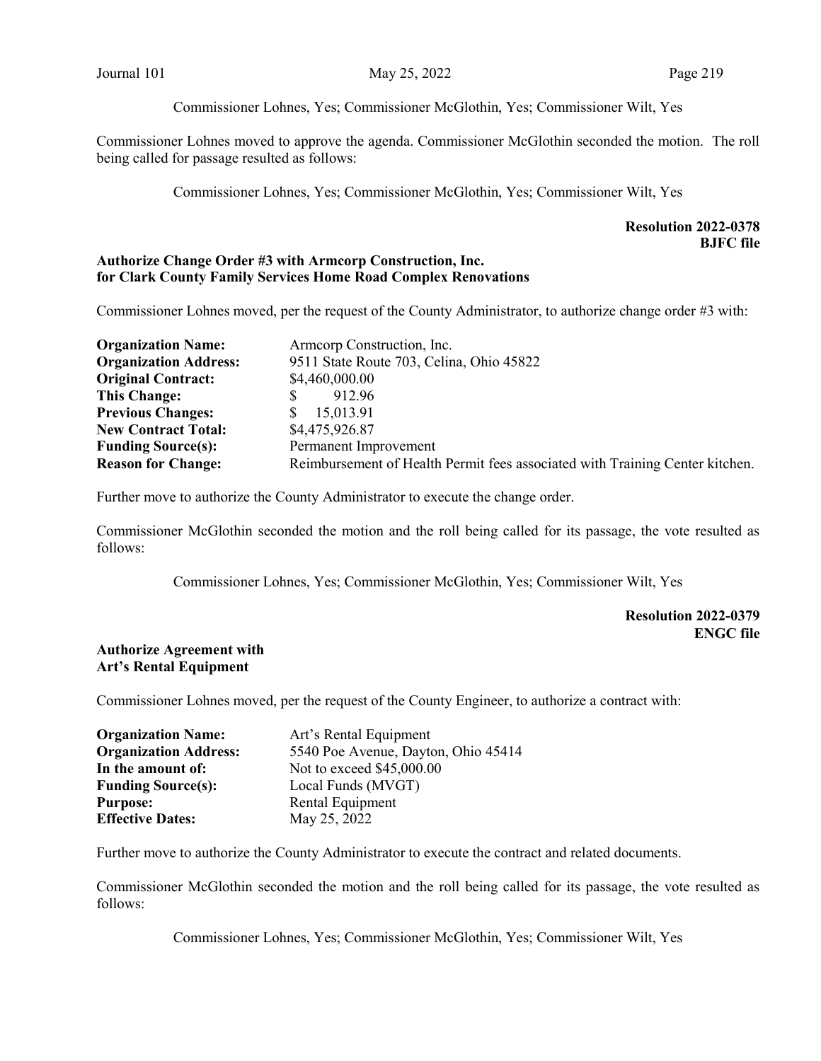Commissioner Lohnes, Yes; Commissioner McGlothin, Yes; Commissioner Wilt, Yes

Commissioner Lohnes moved to approve the agenda. Commissioner McGlothin seconded the motion. The roll being called for passage resulted as follows:

Commissioner Lohnes, Yes; Commissioner McGlothin, Yes; Commissioner Wilt, Yes

**Resolution 2022-0378**
**BJFC file**

**Authorize Change Order #3 with Armcorp Construction, Inc. for Clark County Family Services Home Road Complex Renovations**

Commissioner Lohnes moved, per the request of the County Administrator, to authorize change order #3 with:

| | |
|---|---|
| **Organization Name:** | Armcorp Construction, Inc. |
| **Organization Address:** | 9511 State Route 703, Celina, Ohio 45822 |
| **Original Contract:** | $4,460,000.00 |
| **This Change:** | $ 912.96 |
| **Previous Changes:** | $ 15,013.91 |
| **New Contract Total:** | $4,475,926.87 |
| **Funding Source(s):** | Permanent Improvement |
| **Reason for Change:** | Reimbursement of Health Permit fees associated with Training Center kitchen. |

Further move to authorize the County Administrator to execute the change order.

Commissioner McGlothin seconded the motion and the roll being called for its passage, the vote resulted as follows:

Commissioner Lohnes, Yes; Commissioner McGlothin, Yes; Commissioner Wilt, Yes

**Resolution 2022-0379**
**ENGC file**

**Authorize Agreement with Art's Rental Equipment**

Commissioner Lohnes moved, per the request of the County Engineer, to authorize a contract with:

| | |
|---|---|
| **Organization Name:** | Art's Rental Equipment |
| **Organization Address:** | 5540 Poe Avenue, Dayton, Ohio 45414 |
| **In the amount of:** | Not to exceed $45,000.00 |
| **Funding Source(s):** | Local Funds (MVGT) |
| **Purpose:** | Rental Equipment |
| **Effective Dates:** | May 25, 2022 |

Further move to authorize the County Administrator to execute the contract and related documents.

Commissioner McGlothin seconded the motion and the roll being called for its passage, the vote resulted as follows:

Commissioner Lohnes, Yes; Commissioner McGlothin, Yes; Commissioner Wilt, Yes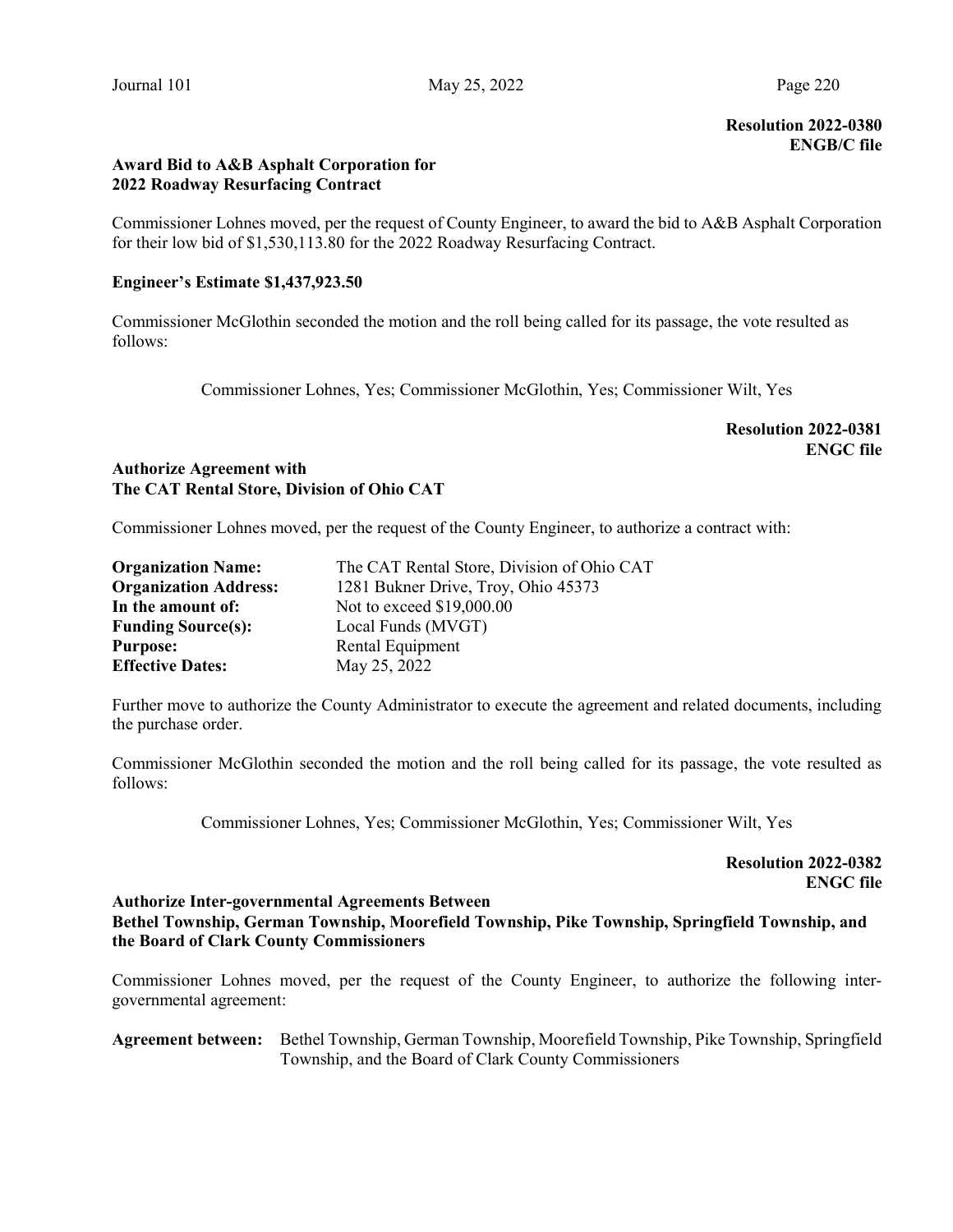**Resolution 2022-0380**
**ENGB/C file**

**Award Bid to A&B Asphalt Corporation for 2022 Roadway Resurfacing Contract**

Commissioner Lohnes moved, per the request of County Engineer, to award the bid to A&B Asphalt Corporation for their low bid of $1,530,113.80 for the 2022 Roadway Resurfacing Contract.

**Engineer's Estimate $1,437,923.50**

Commissioner McGlothin seconded the motion and the roll being called for its passage, the vote resulted as follows:

Commissioner Lohnes, Yes; Commissioner McGlothin, Yes; Commissioner Wilt, Yes

**Resolution 2022-0381**
**ENGC file**

**Authorize Agreement with The CAT Rental Store, Division of Ohio CAT**

Commissioner Lohnes moved, per the request of the County Engineer, to authorize a contract with:

**Organization Name:** The CAT Rental Store, Division of Ohio CAT
**Organization Address:** 1281 Bukner Drive, Troy, Ohio 45373
**In the amount of:** Not to exceed $19,000.00
**Funding Source(s):** Local Funds (MVGT)
**Purpose:** Rental Equipment
**Effective Dates:** May 25, 2022

Further move to authorize the County Administrator to execute the agreement and related documents, including the purchase order.

Commissioner McGlothin seconded the motion and the roll being called for its passage, the vote resulted as follows:

Commissioner Lohnes, Yes; Commissioner McGlothin, Yes; Commissioner Wilt, Yes

**Resolution 2022-0382**
**ENGC file**

**Authorize Inter-governmental Agreements Between Bethel Township, German Township, Moorefield Township, Pike Township, Springfield Township, and the Board of Clark County Commissioners**

Commissioner Lohnes moved, per the request of the County Engineer, to authorize the following inter-governmental agreement:

**Agreement between:** Bethel Township, German Township, Moorefield Township, Pike Township, Springfield Township, and the Board of Clark County Commissioners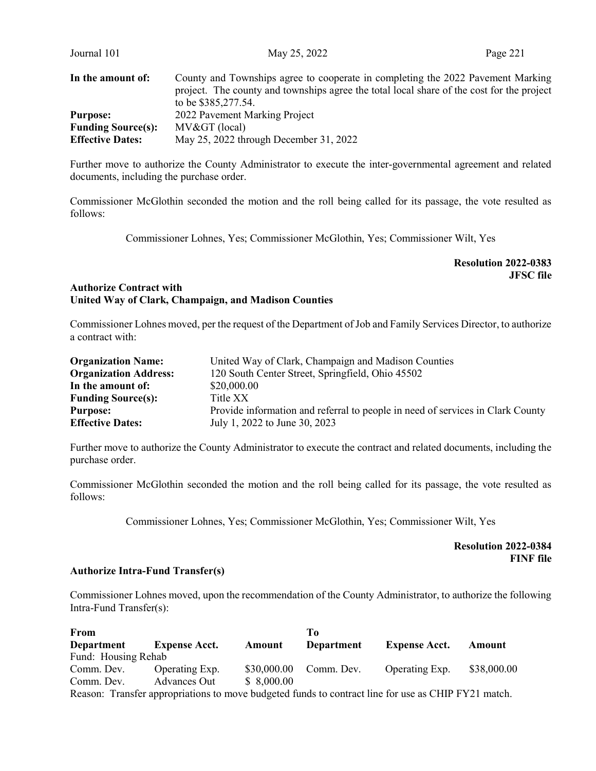| | |
|---|---|
| **In the amount of:** | County and Townships agree to cooperate in completing the 2022 Pavement Marking project. The county and townships agree the total local share of the cost for the project to be $385,277.54. |
| **Purpose:** | 2022 Pavement Marking Project |
| **Funding Source(s):** | MV&GT (local) |
| **Effective Dates:** | May 25, 2022 through December 31, 2022 |

Further move to authorize the County Administrator to execute the inter-governmental agreement and related documents, including the purchase order.

Commissioner McGlothin seconded the motion and the roll being called for its passage, the vote resulted as follows:

Commissioner Lohnes, Yes; Commissioner McGlothin, Yes; Commissioner Wilt, Yes

**Resolution 2022-0383**
**JFSC file**

**Authorize Contract with**
**United Way of Clark, Champaign, and Madison Counties**

Commissioner Lohnes moved, per the request of the Department of Job and Family Services Director, to authorize a contract with:

| | |
|---|---|
| **Organization Name:** | United Way of Clark, Champaign and Madison Counties |
| **Organization Address:** | 120 South Center Street, Springfield, Ohio 45502 |
| **In the amount of:** | $20,000.00 |
| **Funding Source(s):** | Title XX |
| **Purpose:** | Provide information and referral to people in need of services in Clark County |
| **Effective Dates:** | July 1, 2022 to June 30, 2023 |

Further move to authorize the County Administrator to execute the contract and related documents, including the purchase order.

Commissioner McGlothin seconded the motion and the roll being called for its passage, the vote resulted as follows:

Commissioner Lohnes, Yes; Commissioner McGlothin, Yes; Commissioner Wilt, Yes

**Resolution 2022-0384**
**FINF file**

**Authorize Intra-Fund Transfer(s)**

Commissioner Lohnes moved, upon the recommendation of the County Administrator, to authorize the following Intra-Fund Transfer(s):

| **From Department** | **Expense Acct.** | **Amount** | **To Department** | **Expense Acct.** | **Amount** |
|---|---|---|---|---|---|
| Fund: Housing Rehab | | | | | |
| Comm. Dev. | Operating Exp. | $30,000.00 | Comm. Dev. | Operating Exp. | $38,000.00 |
| Comm. Dev. | Advances Out | $ 8,000.00 | | | |

Reason: Transfer appropriations to move budgeted funds to contract line for use as CHIP FY21 match.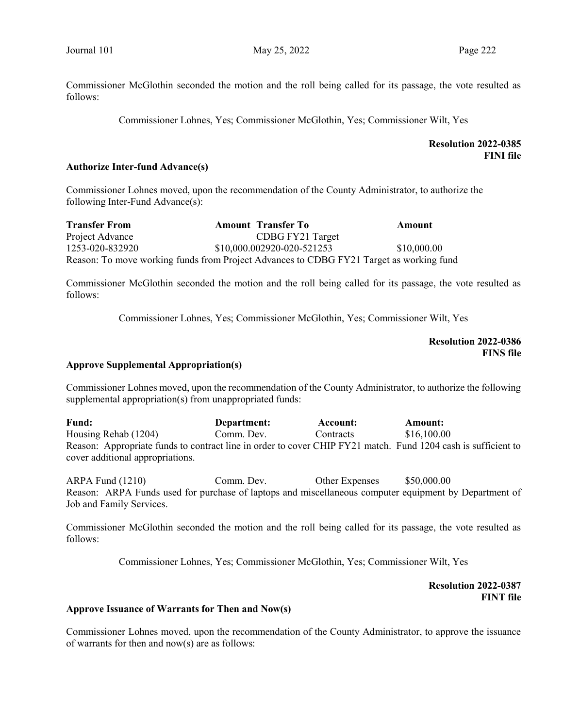Commissioner McGlothin seconded the motion and the roll being called for its passage, the vote resulted as follows:

Commissioner Lohnes, Yes; Commissioner McGlothin, Yes; Commissioner Wilt, Yes

**Resolution 2022-0385**
**FINI file**

**Authorize Inter-fund Advance(s)**

Commissioner Lohnes moved, upon the recommendation of the County Administrator, to authorize the following Inter-Fund Advance(s):

| Transfer From | Amount | Transfer To | Amount |
|---|---|---|---|
| Project Advance | | CDBG FY21 Target | |
| 1253-020-832920 | $10,000.00 | 2920-020-521253 | $10,000.00 |

Reason: To move working funds from Project Advances to CDBG FY21 Target as working fund

Commissioner McGlothin seconded the motion and the roll being called for its passage, the vote resulted as follows:

Commissioner Lohnes, Yes; Commissioner McGlothin, Yes; Commissioner Wilt, Yes

**Resolution 2022-0386**
**FINS file**

**Approve Supplemental Appropriation(s)**

Commissioner Lohnes moved, upon the recommendation of the County Administrator, to authorize the following supplemental appropriation(s) from unappropriated funds:

| Fund: | Department: | Account: | Amount: |
|---|---|---|---|
| Housing Rehab (1204) | Comm. Dev. | Contracts | $16,100.00 |

Reason: Appropriate funds to contract line in order to cover CHIP FY21 match. Fund 1204 cash is sufficient to cover additional appropriations.

| Fund: | Department: | Account: | Amount: |
|---|---|---|---|
| ARPA Fund (1210) | Comm. Dev. | Other Expenses | $50,000.00 |

Reason: ARPA Funds used for purchase of laptops and miscellaneous computer equipment by Department of Job and Family Services.

Commissioner McGlothin seconded the motion and the roll being called for its passage, the vote resulted as follows:

Commissioner Lohnes, Yes; Commissioner McGlothin, Yes; Commissioner Wilt, Yes

**Resolution 2022-0387**
**FINT file**

**Approve Issuance of Warrants for Then and Now(s)**

Commissioner Lohnes moved, upon the recommendation of the County Administrator, to approve the issuance of warrants for then and now(s) are as follows: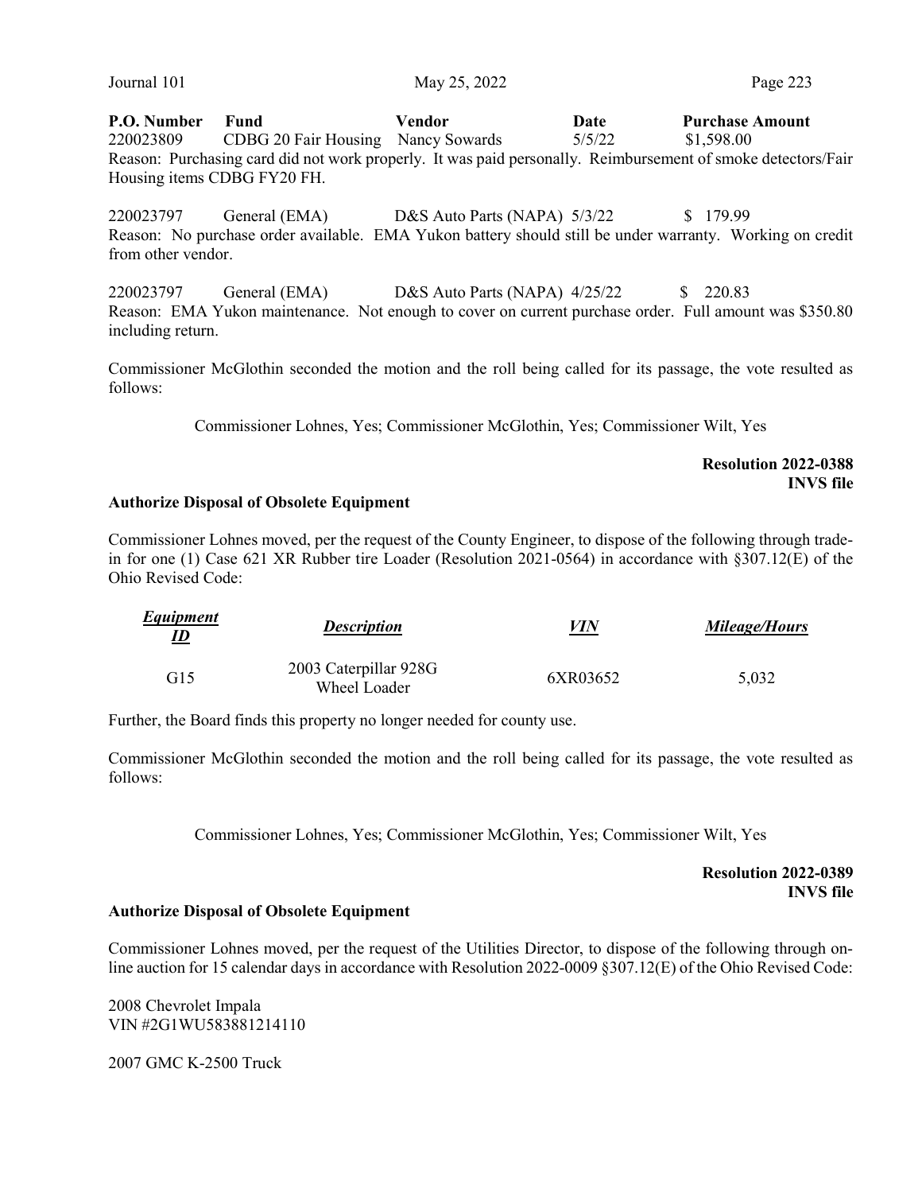| P.O. Number | Fund | Vendor | Date | Purchase Amount |
|---|---|---|---|---|
| 220023809 | CDBG 20 Fair Housing | Nancy Sowards | 5/5/22 | $1,598.00 |

Reason: Purchasing card did not work properly. It was paid personally. Reimbursement of smoke detectors/Fair Housing items CDBG FY20 FH.

| | | | | |
|---|---|---|---|---|
| 220023797 | General (EMA) | D&S Auto Parts (NAPA) | 5/3/22 | $ 179.99 |

Reason: No purchase order available. EMA Yukon battery should still be under warranty. Working on credit from other vendor.

| | | | | |
|---|---|---|---|---|
| 220023797 | General (EMA) | D&S Auto Parts (NAPA) | 4/25/22 | $ 220.83 |

Reason: EMA Yukon maintenance. Not enough to cover on current purchase order. Full amount was $350.80 including return.

Commissioner McGlothin seconded the motion and the roll being called for its passage, the vote resulted as follows:

Commissioner Lohnes, Yes; Commissioner McGlothin, Yes; Commissioner Wilt, Yes

**Resolution 2022-0388**
**INVS file**

### Authorize Disposal of Obsolete Equipment

Commissioner Lohnes moved, per the request of the County Engineer, to dispose of the following through trade-in for one (1) Case 621 XR Rubber tire Loader (Resolution 2021-0564) in accordance with §307.12(E) of the Ohio Revised Code:

| ***Equipment ID*** | ***Description*** | ***VIN*** | ***Mileage/Hours*** |
|---|---|---|---|
| G15 | 2003 Caterpillar 928G Wheel Loader | 6XR03652 | 5,032 |

Further, the Board finds this property no longer needed for county use.

Commissioner McGlothin seconded the motion and the roll being called for its passage, the vote resulted as follows:

Commissioner Lohnes, Yes; Commissioner McGlothin, Yes; Commissioner Wilt, Yes

**Resolution 2022-0389**
**INVS file**

### Authorize Disposal of Obsolete Equipment

Commissioner Lohnes moved, per the request of the Utilities Director, to dispose of the following through on-line auction for 15 calendar days in accordance with Resolution 2022-0009 §307.12(E) of the Ohio Revised Code:

2008 Chevrolet Impala
VIN #2G1WU583881214110

2007 GMC K-2500 Truck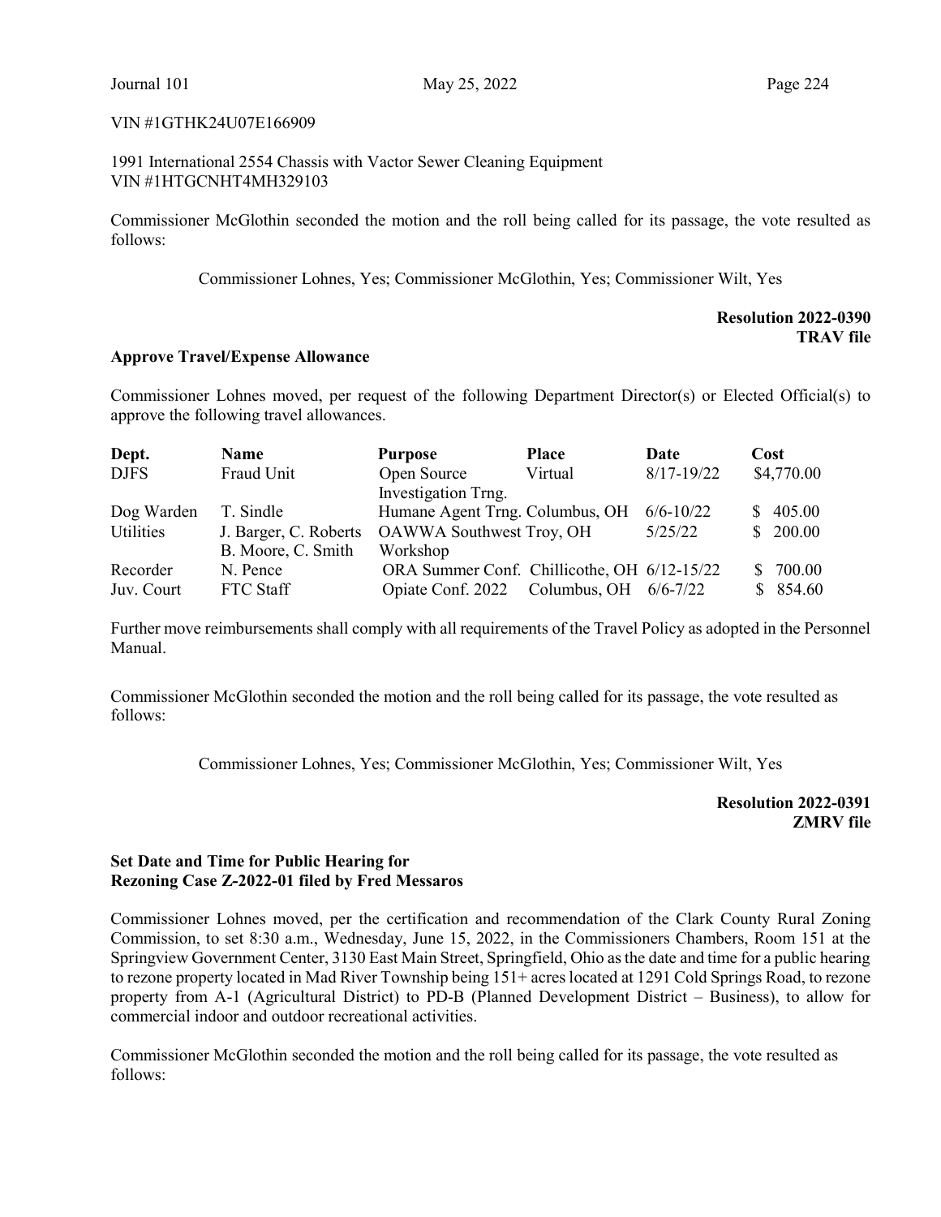VIN #1GTHK24U07E166909

1991 International 2554 Chassis with Vactor Sewer Cleaning Equipment
VIN #1HTGCNHT4MH329103

Commissioner McGlothin seconded the motion and the roll being called for its passage, the vote resulted as follows:

Commissioner Lohnes, Yes; Commissioner McGlothin, Yes; Commissioner Wilt, Yes

**Resolution 2022-0390**
**TRAV file**

**Approve Travel/Expense Allowance**

Commissioner Lohnes moved, per request of the following Department Director(s) or Elected Official(s) to approve the following travel allowances.

| Dept. | Name | Purpose | Place | Date | Cost |
|---|---|---|---|---|---|
| DJFS | Fraud Unit | Open Source Investigation Trng. | Virtual | 8/17-19/22 | $4,770.00 |
| Dog Warden | T. Sindle | Humane Agent Trng. | Columbus, OH | 6/6-10/22 | $ 405.00 |
| Utilities | J. Barger, C. Roberts B. Moore, C. Smith | OAWWA Southwest Workshop | Troy, OH | 5/25/22 | $ 200.00 |
| Recorder | N. Pence | ORA Summer Conf. | Chillicothe, OH | 6/12-15/22 | $ 700.00 |
| Juv. Court | FTC Staff | Opiate Conf. 2022 | Columbus, OH | 6/6-7/22 | $ 854.60 |

Further move reimbursements shall comply with all requirements of the Travel Policy as adopted in the Personnel Manual.

Commissioner McGlothin seconded the motion and the roll being called for its passage, the vote resulted as follows:

Commissioner Lohnes, Yes; Commissioner McGlothin, Yes; Commissioner Wilt, Yes

**Resolution 2022-0391**
**ZMRV file**

**Set Date and Time for Public Hearing for Rezoning Case Z-2022-01 filed by Fred Messaros**

Commissioner Lohnes moved, per the certification and recommendation of the Clark County Rural Zoning Commission, to set 8:30 a.m., Wednesday, June 15, 2022, in the Commissioners Chambers, Room 151 at the Springview Government Center, 3130 East Main Street, Springfield, Ohio as the date and time for a public hearing to rezone property located in Mad River Township being 151+ acres located at 1291 Cold Springs Road, to rezone property from A-1 (Agricultural District) to PD-B (Planned Development District – Business), to allow for commercial indoor and outdoor recreational activities.

Commissioner McGlothin seconded the motion and the roll being called for its passage, the vote resulted as follows: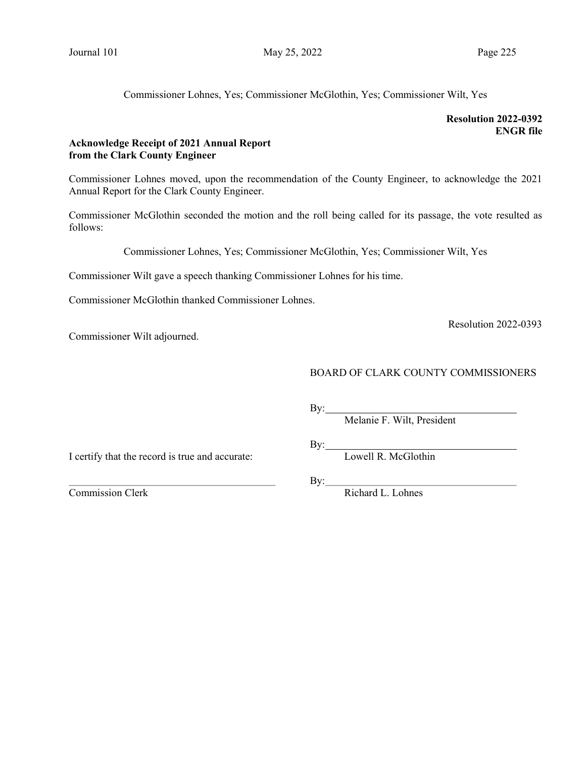Commissioner Lohnes, Yes; Commissioner McGlothin, Yes; Commissioner Wilt, Yes

**Resolution 2022-0392**
**ENGR file**

**Acknowledge Receipt of 2021 Annual Report from the Clark County Engineer**

Commissioner Lohnes moved, upon the recommendation of the County Engineer, to acknowledge the 2021 Annual Report for the Clark County Engineer.

Commissioner McGlothin seconded the motion and the roll being called for its passage, the vote resulted as follows:

Commissioner Lohnes, Yes; Commissioner McGlothin, Yes; Commissioner Wilt, Yes

Commissioner Wilt gave a speech thanking Commissioner Lohnes for his time.

Commissioner McGlothin thanked Commissioner Lohnes.

Resolution 2022-0393

Commissioner Wilt adjourned.

BOARD OF CLARK COUNTY COMMISSIONERS

By:\_\_\_\_\_\_\_\_\_\_\_\_\_\_\_\_\_\_\_\_\_\_\_\_\_\_\_\_\_\_
Melanie F. Wilt, President

By:\_\_\_\_\_\_\_\_\_\_\_\_\_\_\_\_\_\_\_\_\_\_\_\_\_\_\_\_\_\_
Lowell R. McGlothin

By:\_\_\_\_\_\_\_\_\_\_\_\_\_\_\_\_\_\_\_\_\_\_\_\_\_\_\_\_\_\_
Richard L. Lohnes

I certify that the record is true and accurate:

\_\_\_\_\_\_\_\_\_\_\_\_\_\_\_\_\_\_\_\_\_\_\_\_\_\_\_\_\_\_
Commission Clerk